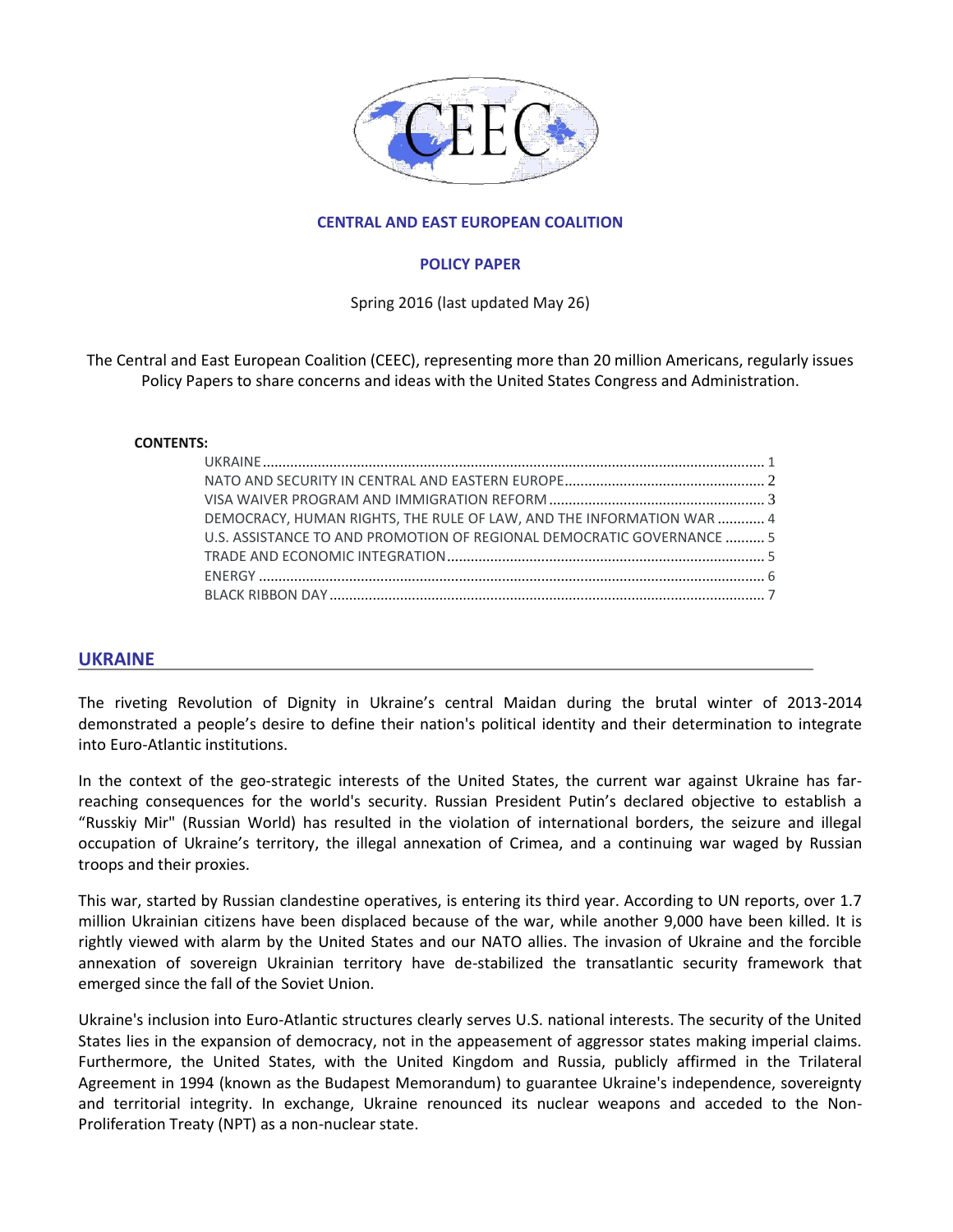**CENTRAL AND EAST EUROPEAN COALITION**

**POLICY PAPER**

Spring 2016 (last updated May 26)

The Central and East European Coalition (CEEC), representing more than 20 million Americans, regularly issues Policy Papers to share concerns and ideas with the United States Congress and Administration.

**CONTENTS:**

- UKRAINE ........ 1
- NATO AND SECURITY IN CENTRAL AND EASTERN EUROPE ........ 2
- VISA WAIVER PROGRAM AND IMMIGRATION REFORM ........ 3
- DEMOCRACY, HUMAN RIGHTS, THE RULE OF LAW, AND THE INFORMATION WAR ........ 4
- U.S. ASSISTANCE TO AND PROMOTION OF REGIONAL DEMOCRATIC GOVERNANCE ........ 5
- TRADE AND ECONOMIC INTEGRATION ........ 5
- ENERGY ........ 6
- BLACK RIBBON DAY ........ 7

## UKRAINE

The riveting Revolution of Dignity in Ukraine's central Maidan during the brutal winter of 2013-2014 demonstrated a people's desire to define their nation's political identity and their determination to integrate into Euro-Atlantic institutions.

In the context of the geo-strategic interests of the United States, the current war against Ukraine has far-reaching consequences for the world's security. Russian President Putin's declared objective to establish a "Russkiy Mir" (Russian World) has resulted in the violation of international borders, the seizure and illegal occupation of Ukraine's territory, the illegal annexation of Crimea, and a continuing war waged by Russian troops and their proxies.

This war, started by Russian clandestine operatives, is entering its third year. According to UN reports, over 1.7 million Ukrainian citizens have been displaced because of the war, while another 9,000 have been killed. It is rightly viewed with alarm by the United States and our NATO allies. The invasion of Ukraine and the forcible annexation of sovereign Ukrainian territory have de-stabilized the transatlantic security framework that emerged since the fall of the Soviet Union.

Ukraine's inclusion into Euro-Atlantic structures clearly serves U.S. national interests. The security of the United States lies in the expansion of democracy, not in the appeasement of aggressor states making imperial claims. Furthermore, the United States, with the United Kingdom and Russia, publicly affirmed in the Trilateral Agreement in 1994 (known as the Budapest Memorandum) to guarantee Ukraine's independence, sovereignty and territorial integrity. In exchange, Ukraine renounced its nuclear weapons and acceded to the Non-Proliferation Treaty (NPT) as a non-nuclear state.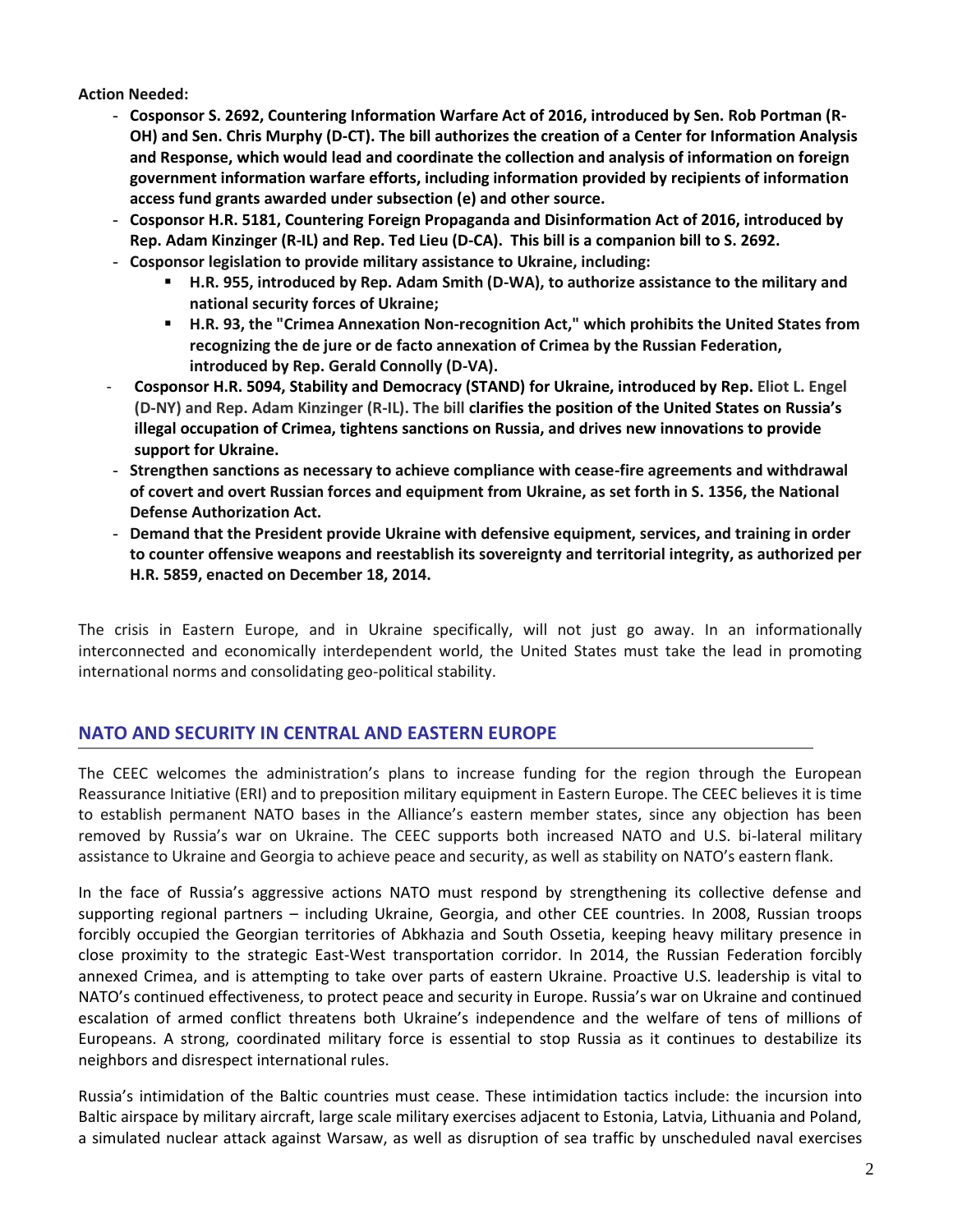**Action Needed:**

- **Cosponsor S. 2692, Countering Information Warfare Act of 2016, introduced by Sen. Rob Portman (R-OH) and Sen. Chris Murphy (D-CT). The bill authorizes the creation of a Center for Information Analysis and Response, which would lead and coordinate the collection and analysis of information on foreign government information warfare efforts, including information provided by recipients of information access fund grants awarded under subsection (e) and other source.**
- **Cosponsor H.R. 5181, Countering Foreign Propaganda and Disinformation Act of 2016, introduced by Rep. Adam Kinzinger (R-IL) and Rep. Ted Lieu (D-CA). This bill is a companion bill to S. 2692.**
- **Cosponsor legislation to provide military assistance to Ukraine, including:**
    - **H.R. 955, introduced by Rep. Adam Smith (D-WA), to authorize assistance to the military and national security forces of Ukraine;**
    - **H.R. 93, the "Crimea Annexation Non-recognition Act," which prohibits the United States from recognizing the de jure or de facto annexation of Crimea by the Russian Federation, introduced by Rep. Gerald Connolly (D-VA).**
- **Cosponsor H.R. 5094, Stability and Democracy (STAND) for Ukraine, introduced by Rep. Eliot L. Engel (D-NY) and Rep. Adam Kinzinger (R-IL). The bill clarifies the position of the United States on Russia's illegal occupation of Crimea, tightens sanctions on Russia, and drives new innovations to provide support for Ukraine.**
- **Strengthen sanctions as necessary to achieve compliance with cease-fire agreements and withdrawal of covert and overt Russian forces and equipment from Ukraine, as set forth in S. 1356, the National Defense Authorization Act.**
- **Demand that the President provide Ukraine with defensive equipment, services, and training in order to counter offensive weapons and reestablish its sovereignty and territorial integrity, as authorized per H.R. 5859, enacted on December 18, 2014.**

The crisis in Eastern Europe, and in Ukraine specifically, will not just go away. In an informationally interconnected and economically interdependent world, the United States must take the lead in promoting international norms and consolidating geo-political stability.

## NATO AND SECURITY IN CENTRAL AND EASTERN EUROPE

The CEEC welcomes the administration's plans to increase funding for the region through the European Reassurance Initiative (ERI) and to preposition military equipment in Eastern Europe. The CEEC believes it is time to establish permanent NATO bases in the Alliance's eastern member states, since any objection has been removed by Russia's war on Ukraine. The CEEC supports both increased NATO and U.S. bi-lateral military assistance to Ukraine and Georgia to achieve peace and security, as well as stability on NATO's eastern flank.

In the face of Russia's aggressive actions NATO must respond by strengthening its collective defense and supporting regional partners – including Ukraine, Georgia, and other CEE countries. In 2008, Russian troops forcibly occupied the Georgian territories of Abkhazia and South Ossetia, keeping heavy military presence in close proximity to the strategic East-West transportation corridor. In 2014, the Russian Federation forcibly annexed Crimea, and is attempting to take over parts of eastern Ukraine. Proactive U.S. leadership is vital to NATO's continued effectiveness, to protect peace and security in Europe. Russia's war on Ukraine and continued escalation of armed conflict threatens both Ukraine's independence and the welfare of tens of millions of Europeans. A strong, coordinated military force is essential to stop Russia as it continues to destabilize its neighbors and disrespect international rules.

Russia's intimidation of the Baltic countries must cease. These intimidation tactics include: the incursion into Baltic airspace by military aircraft, large scale military exercises adjacent to Estonia, Latvia, Lithuania and Poland, a simulated nuclear attack against Warsaw, as well as disruption of sea traffic by unscheduled naval exercises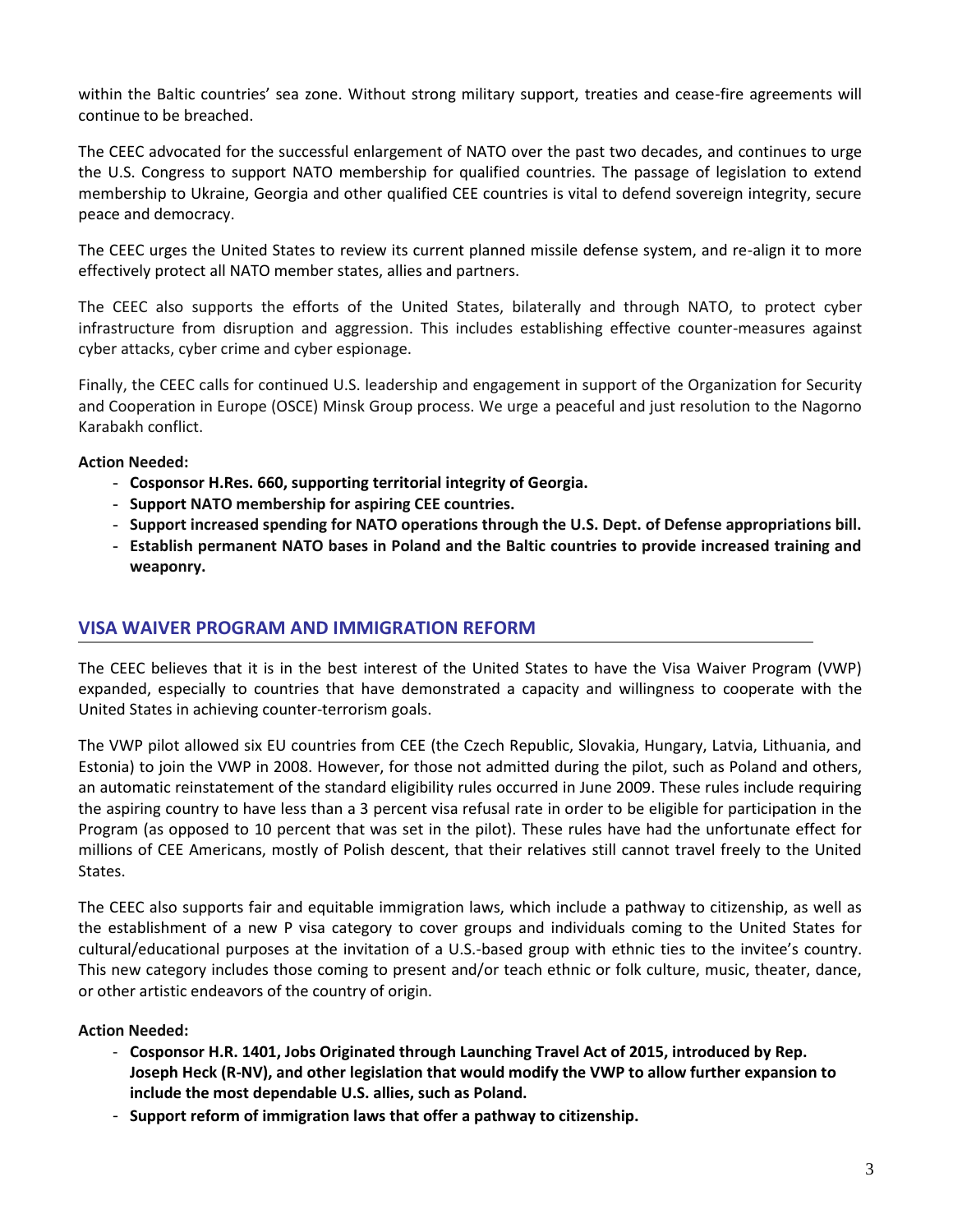within the Baltic countries' sea zone. Without strong military support, treaties and cease-fire agreements will continue to be breached.

The CEEC advocated for the successful enlargement of NATO over the past two decades, and continues to urge the U.S. Congress to support NATO membership for qualified countries. The passage of legislation to extend membership to Ukraine, Georgia and other qualified CEE countries is vital to defend sovereign integrity, secure peace and democracy.

The CEEC urges the United States to review its current planned missile defense system, and re-align it to more effectively protect all NATO member states, allies and partners.

The CEEC also supports the efforts of the United States, bilaterally and through NATO, to protect cyber infrastructure from disruption and aggression. This includes establishing effective counter-measures against cyber attacks, cyber crime and cyber espionage.

Finally, the CEEC calls for continued U.S. leadership and engagement in support of the Organization for Security and Cooperation in Europe (OSCE) Minsk Group process. We urge a peaceful and just resolution to the Nagorno Karabakh conflict.

**Action Needed:**

- **Cosponsor H.Res. 660, supporting territorial integrity of Georgia.**
- **Support NATO membership for aspiring CEE countries.**
- **Support increased spending for NATO operations through the U.S. Dept. of Defense appropriations bill.**
- **Establish permanent NATO bases in Poland and the Baltic countries to provide increased training and weaponry.**

## VISA WAIVER PROGRAM AND IMMIGRATION REFORM

The CEEC believes that it is in the best interest of the United States to have the Visa Waiver Program (VWP) expanded, especially to countries that have demonstrated a capacity and willingness to cooperate with the United States in achieving counter-terrorism goals.

The VWP pilot allowed six EU countries from CEE (the Czech Republic, Slovakia, Hungary, Latvia, Lithuania, and Estonia) to join the VWP in 2008. However, for those not admitted during the pilot, such as Poland and others, an automatic reinstatement of the standard eligibility rules occurred in June 2009. These rules include requiring the aspiring country to have less than a 3 percent visa refusal rate in order to be eligible for participation in the Program (as opposed to 10 percent that was set in the pilot). These rules have had the unfortunate effect for millions of CEE Americans, mostly of Polish descent, that their relatives still cannot travel freely to the United States.

The CEEC also supports fair and equitable immigration laws, which include a pathway to citizenship, as well as the establishment of a new P visa category to cover groups and individuals coming to the United States for cultural/educational purposes at the invitation of a U.S.-based group with ethnic ties to the invitee's country. This new category includes those coming to present and/or teach ethnic or folk culture, music, theater, dance, or other artistic endeavors of the country of origin.

**Action Needed:**

- **Cosponsor H.R. 1401, Jobs Originated through Launching Travel Act of 2015, introduced by Rep. Joseph Heck (R-NV), and other legislation that would modify the VWP to allow further expansion to include the most dependable U.S. allies, such as Poland.**
- **Support reform of immigration laws that offer a pathway to citizenship.**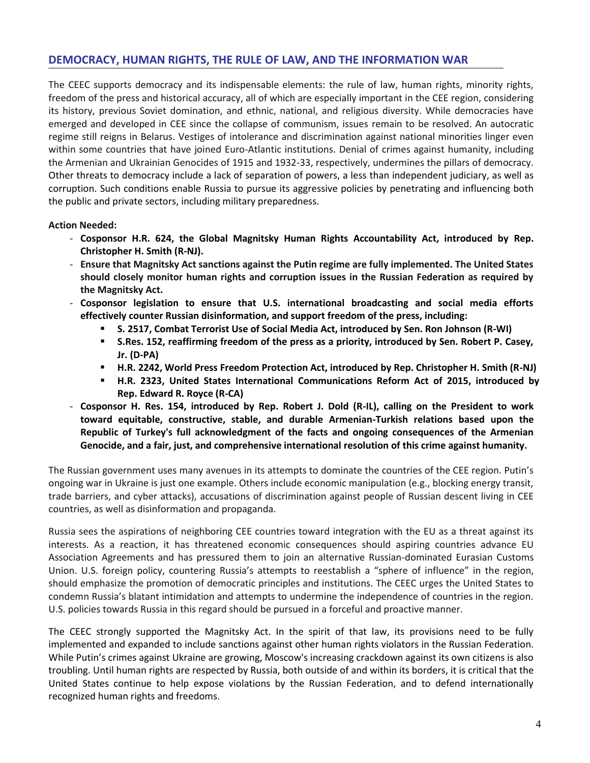## DEMOCRACY, HUMAN RIGHTS, THE RULE OF LAW, AND THE INFORMATION WAR

The CEEC supports democracy and its indispensable elements: the rule of law, human rights, minority rights, freedom of the press and historical accuracy, all of which are especially important in the CEE region, considering its history, previous Soviet domination, and ethnic, national, and religious diversity. While democracies have emerged and developed in CEE since the collapse of communism, issues remain to be resolved. An autocratic regime still reigns in Belarus. Vestiges of intolerance and discrimination against national minorities linger even within some countries that have joined Euro-Atlantic institutions. Denial of crimes against humanity, including the Armenian and Ukrainian Genocides of 1915 and 1932-33, respectively, undermines the pillars of democracy. Other threats to democracy include a lack of separation of powers, a less than independent judiciary, as well as corruption. Such conditions enable Russia to pursue its aggressive policies by penetrating and influencing both the public and private sectors, including military preparedness.

**Action Needed:**

- **Cosponsor H.R. 624, the Global Magnitsky Human Rights Accountability Act, introduced by Rep. Christopher H. Smith (R-NJ).**
- **Ensure that Magnitsky Act sanctions against the Putin regime are fully implemented. The United States should closely monitor human rights and corruption issues in the Russian Federation as required by the Magnitsky Act.**
- **Cosponsor legislation to ensure that U.S. international broadcasting and social media efforts effectively counter Russian disinformation, and support freedom of the press, including:**
  - **S. 2517, Combat Terrorist Use of Social Media Act, introduced by Sen. Ron Johnson (R-WI)**
  - **S.Res. 152, reaffirming freedom of the press as a priority, introduced by Sen. Robert P. Casey, Jr. (D-PA)**
  - **H.R. 2242, World Press Freedom Protection Act, introduced by Rep. Christopher H. Smith (R-NJ)**
  - **H.R. 2323, United States International Communications Reform Act of 2015, introduced by Rep. Edward R. Royce (R-CA)**
- **Cosponsor H. Res. 154, introduced by Rep. Robert J. Dold (R-IL), calling on the President to work toward equitable, constructive, stable, and durable Armenian-Turkish relations based upon the Republic of Turkey's full acknowledgment of the facts and ongoing consequences of the Armenian Genocide, and a fair, just, and comprehensive international resolution of this crime against humanity.**

The Russian government uses many avenues in its attempts to dominate the countries of the CEE region. Putin's ongoing war in Ukraine is just one example. Others include economic manipulation (e.g., blocking energy transit, trade barriers, and cyber attacks), accusations of discrimination against people of Russian descent living in CEE countries, as well as disinformation and propaganda.

Russia sees the aspirations of neighboring CEE countries toward integration with the EU as a threat against its interests. As a reaction, it has threatened economic consequences should aspiring countries advance EU Association Agreements and has pressured them to join an alternative Russian-dominated Eurasian Customs Union. U.S. foreign policy, countering Russia's attempts to reestablish a "sphere of influence" in the region, should emphasize the promotion of democratic principles and institutions. The CEEC urges the United States to condemn Russia's blatant intimidation and attempts to undermine the independence of countries in the region. U.S. policies towards Russia in this regard should be pursued in a forceful and proactive manner.

The CEEC strongly supported the Magnitsky Act. In the spirit of that law, its provisions need to be fully implemented and expanded to include sanctions against other human rights violators in the Russian Federation. While Putin's crimes against Ukraine are growing, Moscow's increasing crackdown against its own citizens is also troubling. Until human rights are respected by Russia, both outside of and within its borders, it is critical that the United States continue to help expose violations by the Russian Federation, and to defend internationally recognized human rights and freedoms.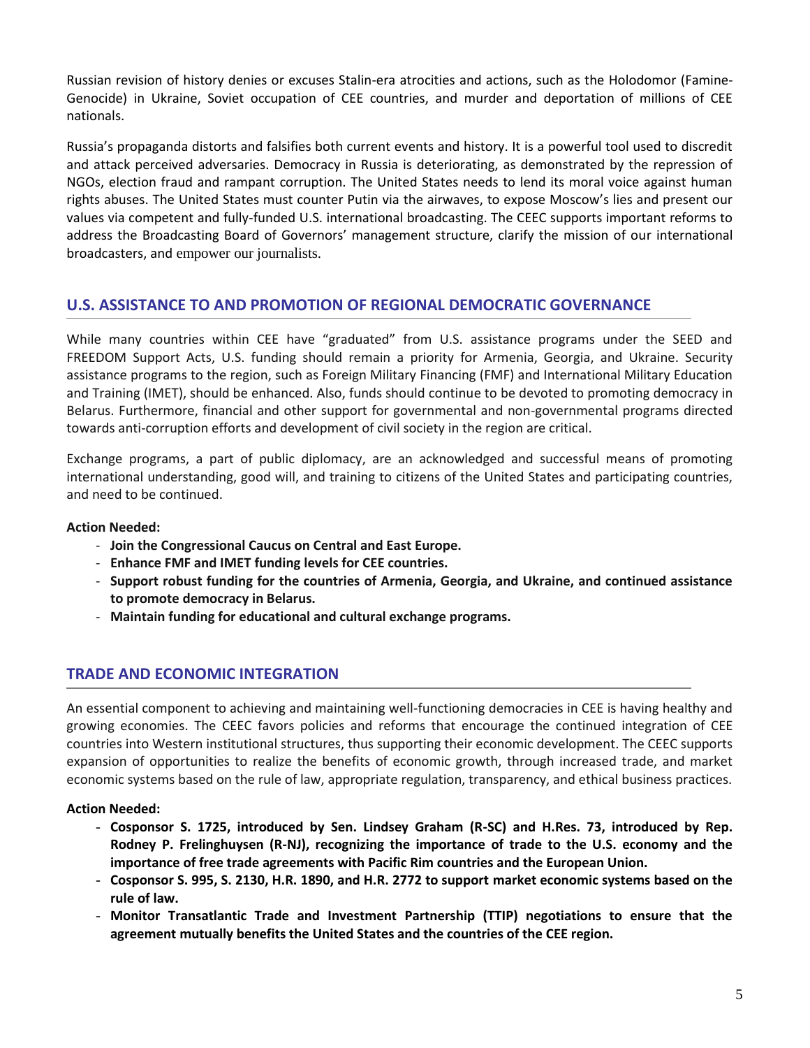Russian revision of history denies or excuses Stalin-era atrocities and actions, such as the Holodomor (Famine-Genocide) in Ukraine, Soviet occupation of CEE countries, and murder and deportation of millions of CEE nationals.

Russia's propaganda distorts and falsifies both current events and history. It is a powerful tool used to discredit and attack perceived adversaries. Democracy in Russia is deteriorating, as demonstrated by the repression of NGOs, election fraud and rampant corruption. The United States needs to lend its moral voice against human rights abuses. The United States must counter Putin via the airwaves, to expose Moscow's lies and present our values via competent and fully-funded U.S. international broadcasting. The CEEC supports important reforms to address the Broadcasting Board of Governors' management structure, clarify the mission of our international broadcasters, and empower our journalists.

## U.S. ASSISTANCE TO AND PROMOTION OF REGIONAL DEMOCRATIC GOVERNANCE

While many countries within CEE have "graduated" from U.S. assistance programs under the SEED and FREEDOM Support Acts, U.S. funding should remain a priority for Armenia, Georgia, and Ukraine. Security assistance programs to the region, such as Foreign Military Financing (FMF) and International Military Education and Training (IMET), should be enhanced. Also, funds should continue to be devoted to promoting democracy in Belarus. Furthermore, financial and other support for governmental and non-governmental programs directed towards anti-corruption efforts and development of civil society in the region are critical.

Exchange programs, a part of public diplomacy, are an acknowledged and successful means of promoting international understanding, good will, and training to citizens of the United States and participating countries, and need to be continued.

**Action Needed:**

- **Join the Congressional Caucus on Central and East Europe.**
- **Enhance FMF and IMET funding levels for CEE countries.**
- **Support robust funding for the countries of Armenia, Georgia, and Ukraine, and continued assistance to promote democracy in Belarus.**
- **Maintain funding for educational and cultural exchange programs.**

## TRADE AND ECONOMIC INTEGRATION

An essential component to achieving and maintaining well-functioning democracies in CEE is having healthy and growing economies. The CEEC favors policies and reforms that encourage the continued integration of CEE countries into Western institutional structures, thus supporting their economic development. The CEEC supports expansion of opportunities to realize the benefits of economic growth, through increased trade, and market economic systems based on the rule of law, appropriate regulation, transparency, and ethical business practices.

**Action Needed:**

- **Cosponsor S. 1725, introduced by Sen. Lindsey Graham (R-SC) and H.Res. 73, introduced by Rep. Rodney P. Frelinghuysen (R-NJ), recognizing the importance of trade to the U.S. economy and the importance of free trade agreements with Pacific Rim countries and the European Union.**
- **Cosponsor S. 995, S. 2130, H.R. 1890, and H.R. 2772 to support market economic systems based on the rule of law.**
- **Monitor Transatlantic Trade and Investment Partnership (TTIP) negotiations to ensure that the agreement mutually benefits the United States and the countries of the CEE region.**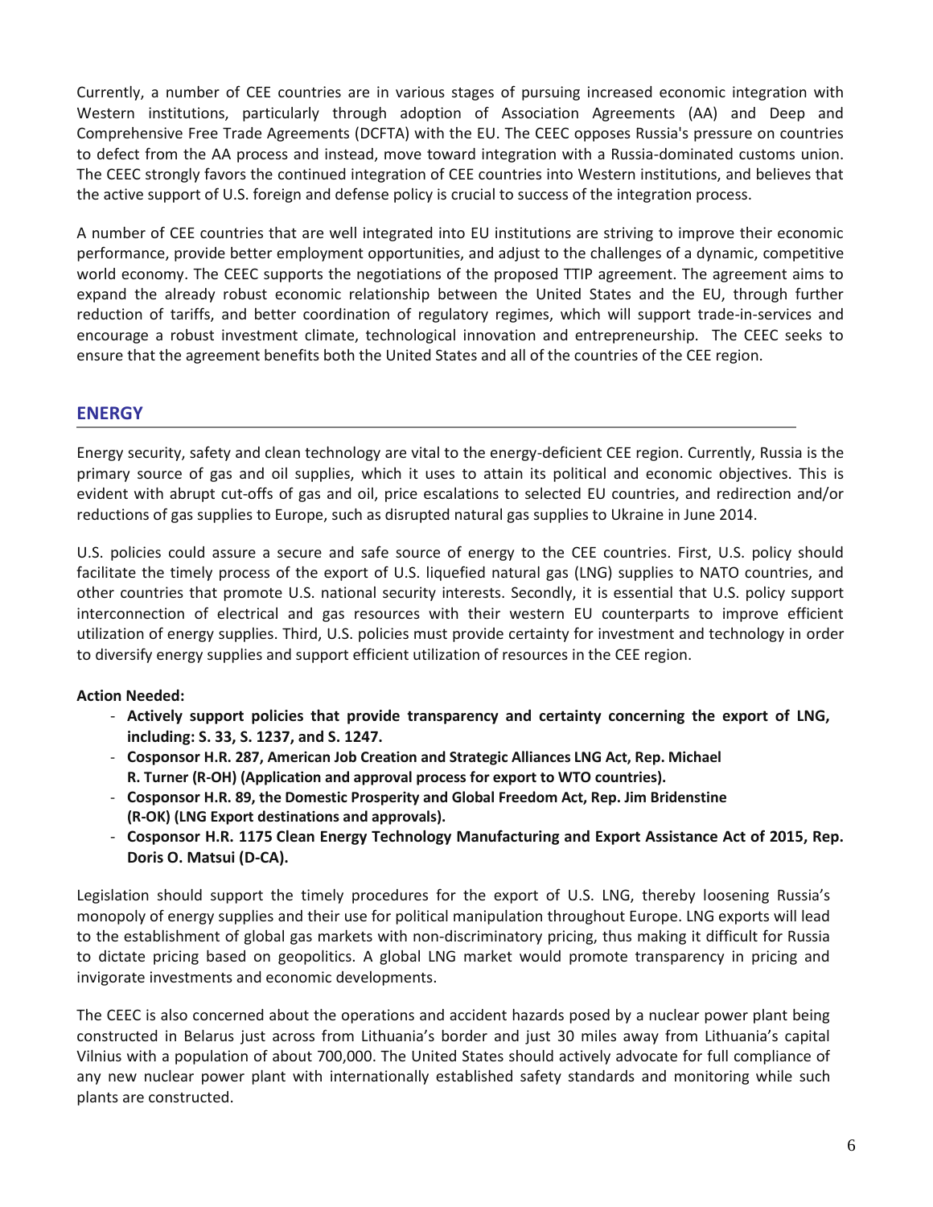Currently, a number of CEE countries are in various stages of pursuing increased economic integration with Western institutions, particularly through adoption of Association Agreements (AA) and Deep and Comprehensive Free Trade Agreements (DCFTA) with the EU. The CEEC opposes Russia's pressure on countries to defect from the AA process and instead, move toward integration with a Russia-dominated customs union. The CEEC strongly favors the continued integration of CEE countries into Western institutions, and believes that the active support of U.S. foreign and defense policy is crucial to success of the integration process.

A number of CEE countries that are well integrated into EU institutions are striving to improve their economic performance, provide better employment opportunities, and adjust to the challenges of a dynamic, competitive world economy. The CEEC supports the negotiations of the proposed TTIP agreement. The agreement aims to expand the already robust economic relationship between the United States and the EU, through further reduction of tariffs, and better coordination of regulatory regimes, which will support trade-in-services and encourage a robust investment climate, technological innovation and entrepreneurship. The CEEC seeks to ensure that the agreement benefits both the United States and all of the countries of the CEE region.

## ENERGY

Energy security, safety and clean technology are vital to the energy-deficient CEE region. Currently, Russia is the primary source of gas and oil supplies, which it uses to attain its political and economic objectives. This is evident with abrupt cut-offs of gas and oil, price escalations to selected EU countries, and redirection and/or reductions of gas supplies to Europe, such as disrupted natural gas supplies to Ukraine in June 2014.

U.S. policies could assure a secure and safe source of energy to the CEE countries. First, U.S. policy should facilitate the timely process of the export of U.S. liquefied natural gas (LNG) supplies to NATO countries, and other countries that promote U.S. national security interests. Secondly, it is essential that U.S. policy support interconnection of electrical and gas resources with their western EU counterparts to improve efficient utilization of energy supplies. Third, U.S. policies must provide certainty for investment and technology in order to diversify energy supplies and support efficient utilization of resources in the CEE region.

**Action Needed:**

- **Actively support policies that provide transparency and certainty concerning the export of LNG, including: S. 33, S. 1237, and S. 1247.**
- **Cosponsor H.R. 287, American Job Creation and Strategic Alliances LNG Act, Rep. Michael R. Turner (R-OH) (Application and approval process for export to WTO countries).**
- **Cosponsor H.R. 89, the Domestic Prosperity and Global Freedom Act, Rep. Jim Bridenstine (R-OK) (LNG Export destinations and approvals).**
- **Cosponsor H.R. 1175 Clean Energy Technology Manufacturing and Export Assistance Act of 2015, Rep. Doris O. Matsui (D-CA).**

Legislation should support the timely procedures for the export of U.S. LNG, thereby loosening Russia's monopoly of energy supplies and their use for political manipulation throughout Europe. LNG exports will lead to the establishment of global gas markets with non-discriminatory pricing, thus making it difficult for Russia to dictate pricing based on geopolitics. A global LNG market would promote transparency in pricing and invigorate investments and economic developments.

The CEEC is also concerned about the operations and accident hazards posed by a nuclear power plant being constructed in Belarus just across from Lithuania's border and just 30 miles away from Lithuania's capital Vilnius with a population of about 700,000. The United States should actively advocate for full compliance of any new nuclear power plant with internationally established safety standards and monitoring while such plants are constructed.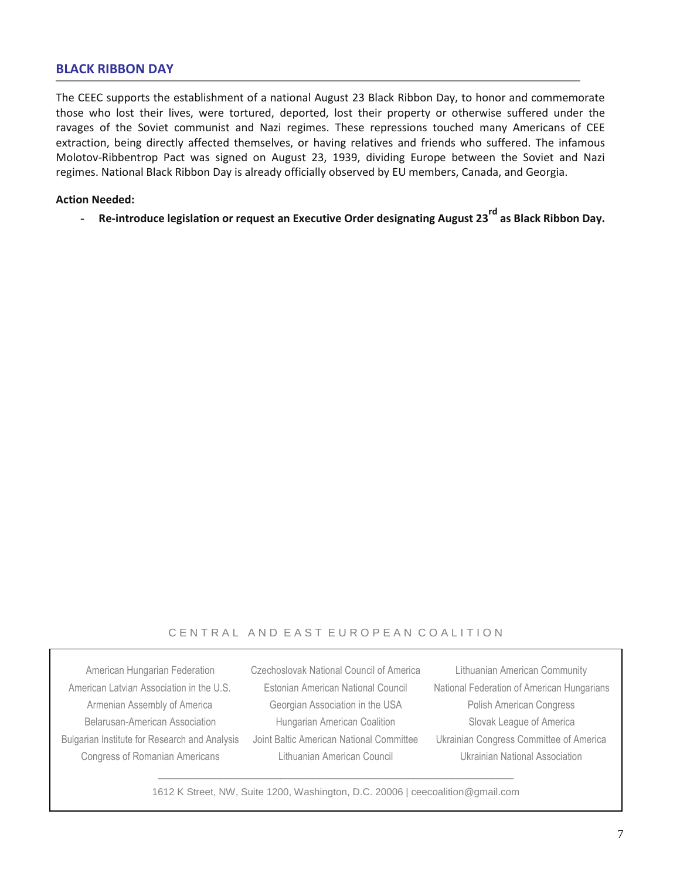## BLACK RIBBON DAY

The CEEC supports the establishment of a national August 23 Black Ribbon Day, to honor and commemorate those who lost their lives, were tortured, deported, lost their property or otherwise suffered under the ravages of the Soviet communist and Nazi regimes. These repressions touched many Americans of CEE extraction, being directly affected themselves, or having relatives and friends who suffered. The infamous Molotov-Ribbentrop Pact was signed on August 23, 1939, dividing Europe between the Soviet and Nazi regimes. National Black Ribbon Day is already officially observed by EU members, Canada, and Georgia.

**Action Needed:**

- **Re-introduce legislation or request an Executive Order designating August 23rd as Black Ribbon Day.**

CENTRAL AND EAST EUROPEAN COALITION

American Hungarian Federation
American Latvian Association in the U.S.
Armenian Assembly of America
Belarusan-American Association
Bulgarian Institute for Research and Analysis
Congress of Romanian Americans
Czechoslovak National Council of America
Estonian American National Council
Georgian Association in the USA
Hungarian American Coalition
Joint Baltic American National Committee
Lithuanian American Council
Lithuanian American Community
National Federation of American Hungarians
Polish American Congress
Slovak League of America
Ukrainian Congress Committee of America
Ukrainian National Association

1612 K Street, NW, Suite 1200, Washington, D.C. 20006 | ceecoalition@gmail.com